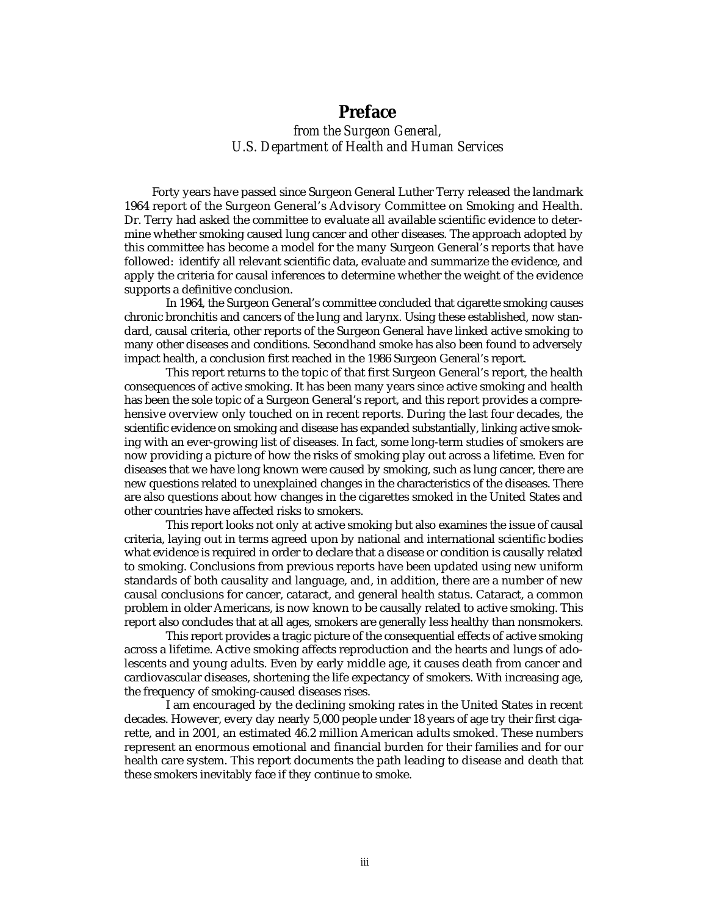# Preface

*from the Surgeon General,*
*U.S. Department of Health and Human Services*

Forty years have passed since Surgeon General Luther Terry released the landmark 1964 report of the Surgeon General's Advisory Committee on Smoking and Health. Dr. Terry had asked the committee to evaluate all available scientific evidence to determine whether smoking caused lung cancer and other diseases. The approach adopted by this committee has become a model for the many Surgeon General's reports that have followed: identify all relevant scientific data, evaluate and summarize the evidence, and apply the criteria for causal inferences to determine whether the weight of the evidence supports a definitive conclusion.

In 1964, the Surgeon General's committee concluded that cigarette smoking causes chronic bronchitis and cancers of the lung and larynx. Using these established, now standard, causal criteria, other reports of the Surgeon General have linked active smoking to many other diseases and conditions. Secondhand smoke has also been found to adversely impact health, a conclusion first reached in the 1986 Surgeon General's report.

This report returns to the topic of that first Surgeon General's report, the health consequences of active smoking. It has been many years since active smoking and health has been the sole topic of a Surgeon General's report, and this report provides a comprehensive overview only touched on in recent reports. During the last four decades, the scientific evidence on smoking and disease has expanded substantially, linking active smoking with an ever-growing list of diseases. In fact, some long-term studies of smokers are now providing a picture of how the risks of smoking play out across a lifetime. Even for diseases that we have long known were caused by smoking, such as lung cancer, there are new questions related to unexplained changes in the characteristics of the diseases. There are also questions about how changes in the cigarettes smoked in the United States and other countries have affected risks to smokers.

This report looks not only at active smoking but also examines the issue of causal criteria, laying out in terms agreed upon by national and international scientific bodies what evidence is required in order to declare that a disease or condition is causally related to smoking. Conclusions from previous reports have been updated using new uniform standards of both causality and language, and, in addition, there are a number of new causal conclusions for cancer, cataract, and general health status. Cataract, a common problem in older Americans, is now known to be causally related to active smoking. This report also concludes that at all ages, smokers are generally less healthy than nonsmokers.

This report provides a tragic picture of the consequential effects of active smoking across a lifetime. Active smoking affects reproduction and the hearts and lungs of adolescents and young adults. Even by early middle age, it causes death from cancer and cardiovascular diseases, shortening the life expectancy of smokers. With increasing age, the frequency of smoking-caused diseases rises.

I am encouraged by the declining smoking rates in the United States in recent decades. However, every day nearly 5,000 people under 18 years of age try their first cigarette, and in 2001, an estimated 46.2 million American adults smoked. These numbers represent an enormous emotional and financial burden for their families and for our health care system. This report documents the path leading to disease and death that these smokers inevitably face if they continue to smoke.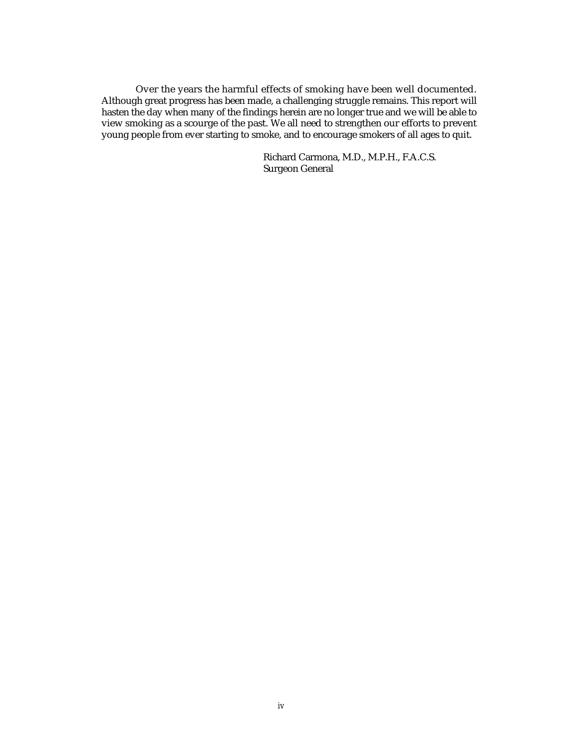Over the years the harmful effects of smoking have been well documented. Although great progress has been made, a challenging struggle remains. This report will hasten the day when many of the findings herein are no longer true and we will be able to view smoking as a scourge of the past. We all need to strengthen our efforts to prevent young people from ever starting to smoke, and to encourage smokers of all ages to quit.

Richard Carmona, M.D., M.P.H., F.A.C.S.
Surgeon General